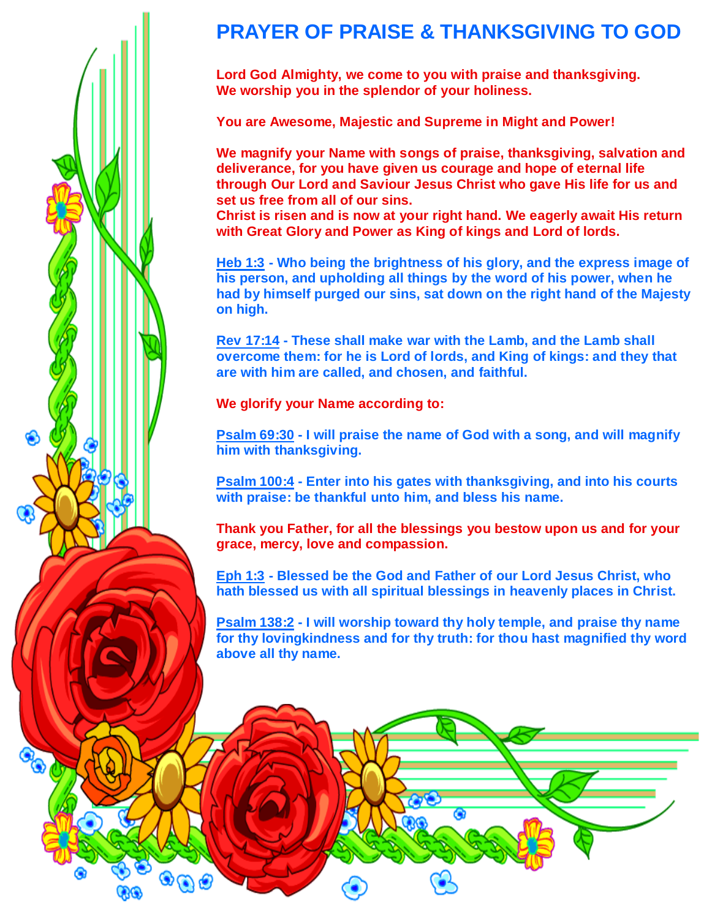# PRAYER OF PRAISE & THANKSGIVING TO GOD

**Lord God Almighty, we come to you with praise and thanksgiving. We worship you in the splendor of your holiness.**

**You are Awesome, Majestic and Supreme in Might and Power!**

**We magnify your Name with songs of praise, thanksgiving, salvation and deliverance, for you have given us courage and hope of eternal life through Our Lord and Saviour Jesus Christ who gave His life for us and set us free from all of our sins.**
**Christ is risen and is now at your right hand. We eagerly await His return with Great Glory and Power as King of kings and Lord of lords.**

**Heb 1:3 - Who being the brightness of his glory, and the express image of his person, and upholding all things by the word of his power, when he had by himself purged our sins, sat down on the right hand of the Majesty on high.**

**Rev 17:14 - These shall make war with the Lamb, and the Lamb shall overcome them: for he is Lord of lords, and King of kings: and they that are with him are called, and chosen, and faithful.**

**We glorify your Name according to:**

**Psalm 69:30 - I will praise the name of God with a song, and will magnify him with thanksgiving.**

**Psalm 100:4 - Enter into his gates with thanksgiving, and into his courts with praise: be thankful unto him, and bless his name.**

**Thank you Father, for all the blessings you bestow upon us and for your grace, mercy, love and compassion.**

**Eph 1:3 - Blessed be the God and Father of our Lord Jesus Christ, who hath blessed us with all spiritual blessings in heavenly places in Christ.**

**Psalm 138:2 - I will worship toward thy holy temple, and praise thy name for thy lovingkindness and for thy truth: for thou hast magnified thy word above all thy name.**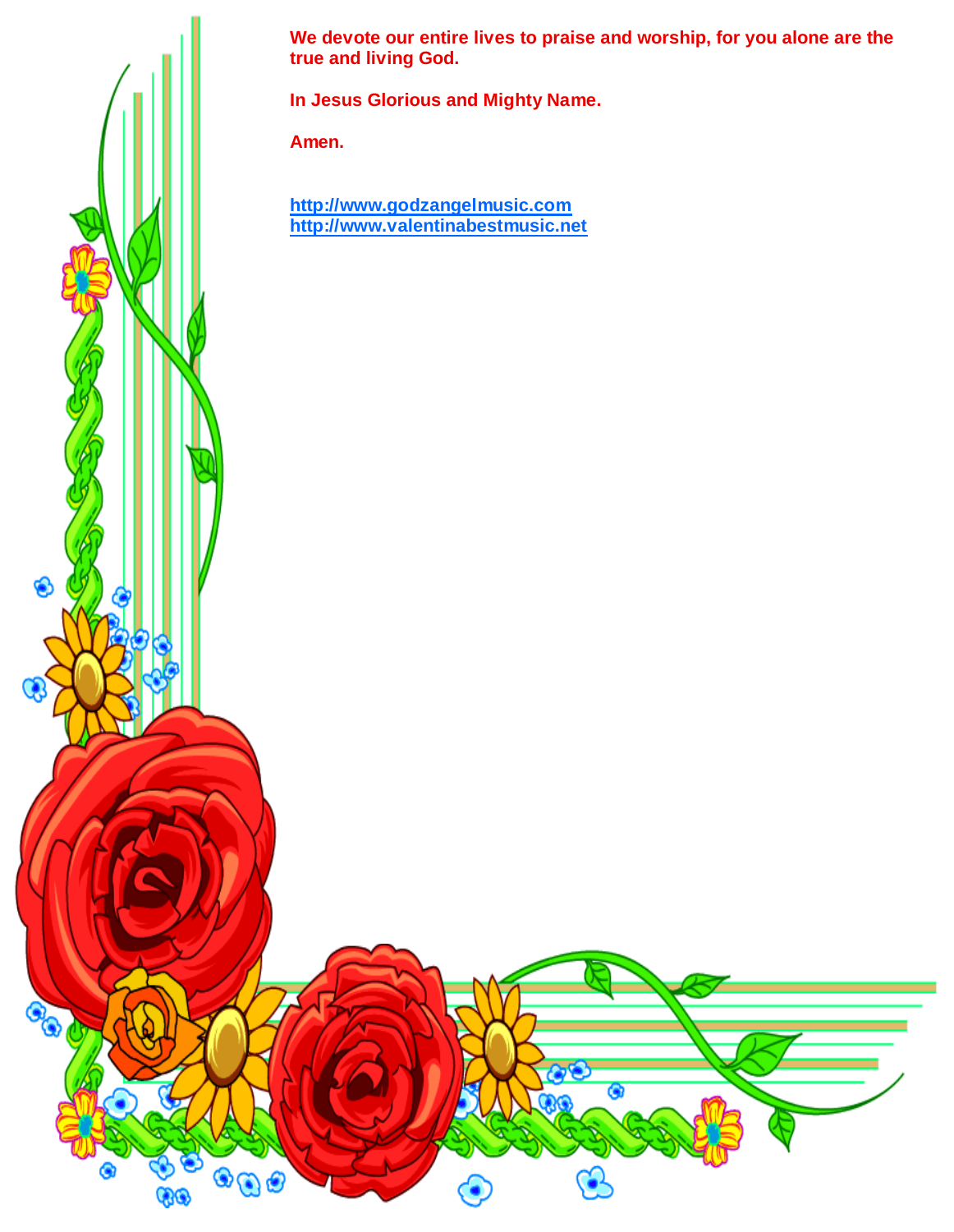**We devote our entire lives to praise and worship, for you alone are the true and living God.**

**In Jesus Glorious and Mighty Name.**

**Amen.**

**http://www.godzangelmusic.com**
**http://www.valentinabestmusic.net**